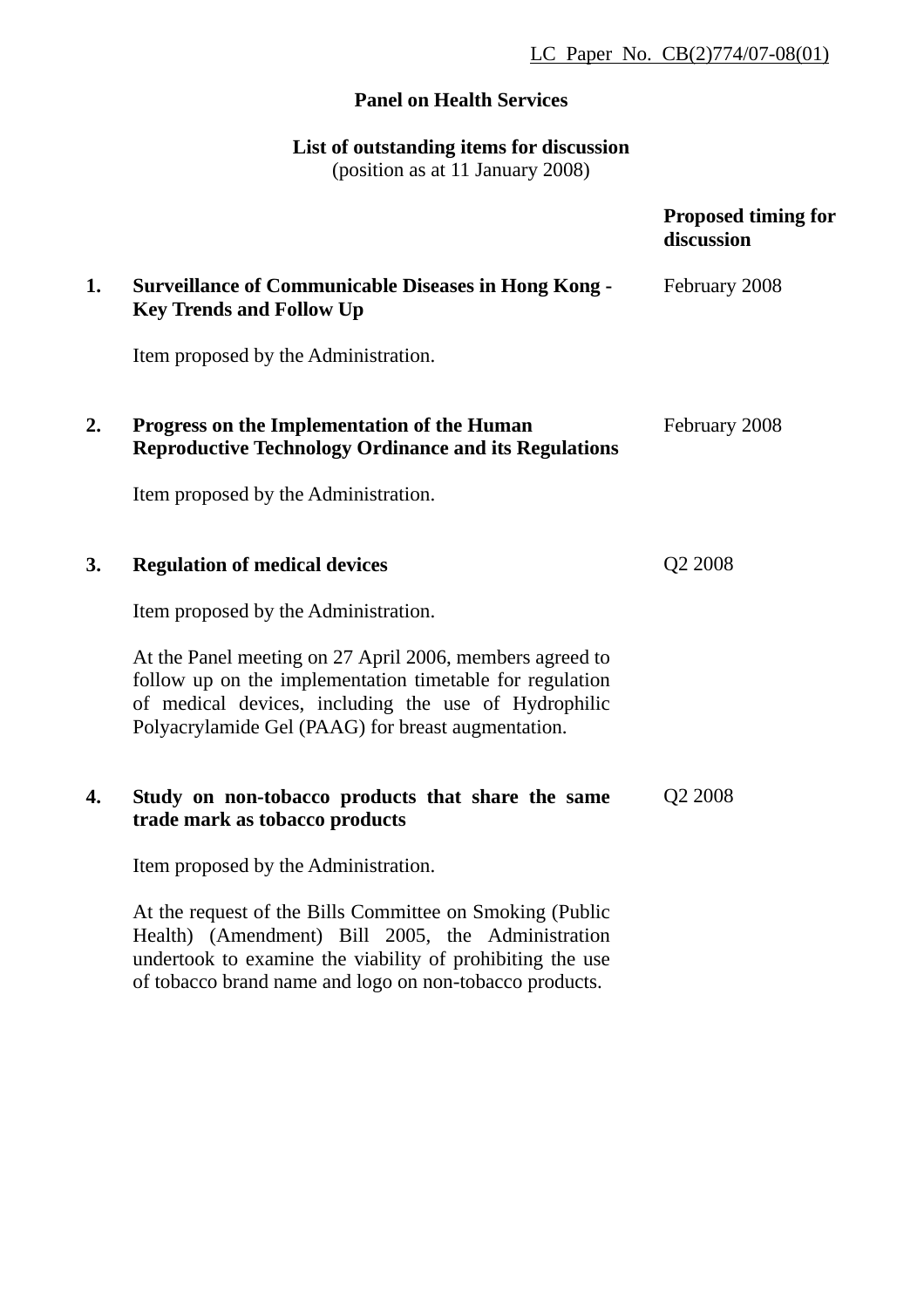LC Paper No. CB(2)774/07-08(01)

**Panel on Health Services**

**List of outstanding items for discussion**
(position as at 11 January 2008)

| | | Proposed timing for discussion |
|---|---|---|
| **1.** | **Surveillance of Communicable Diseases in Hong Kong - Key Trends and Follow Up**<br><br>Item proposed by the Administration. | February 2008 |
| **2.** | **Progress on the Implementation of the Human Reproductive Technology Ordinance and its Regulations**<br><br>Item proposed by the Administration. | February 2008 |
| **3.** | **Regulation of medical devices**<br><br>Item proposed by the Administration.<br><br>At the Panel meeting on 27 April 2006, members agreed to follow up on the implementation timetable for regulation of medical devices, including the use of Hydrophilic Polyacrylamide Gel (PAAG) for breast augmentation. | Q2 2008 |
| **4.** | **Study on non-tobacco products that share the same trade mark as tobacco products**<br><br>Item proposed by the Administration.<br><br>At the request of the Bills Committee on Smoking (Public Health) (Amendment) Bill 2005, the Administration undertook to examine the viability of prohibiting the use of tobacco brand name and logo on non-tobacco products. | Q2 2008 |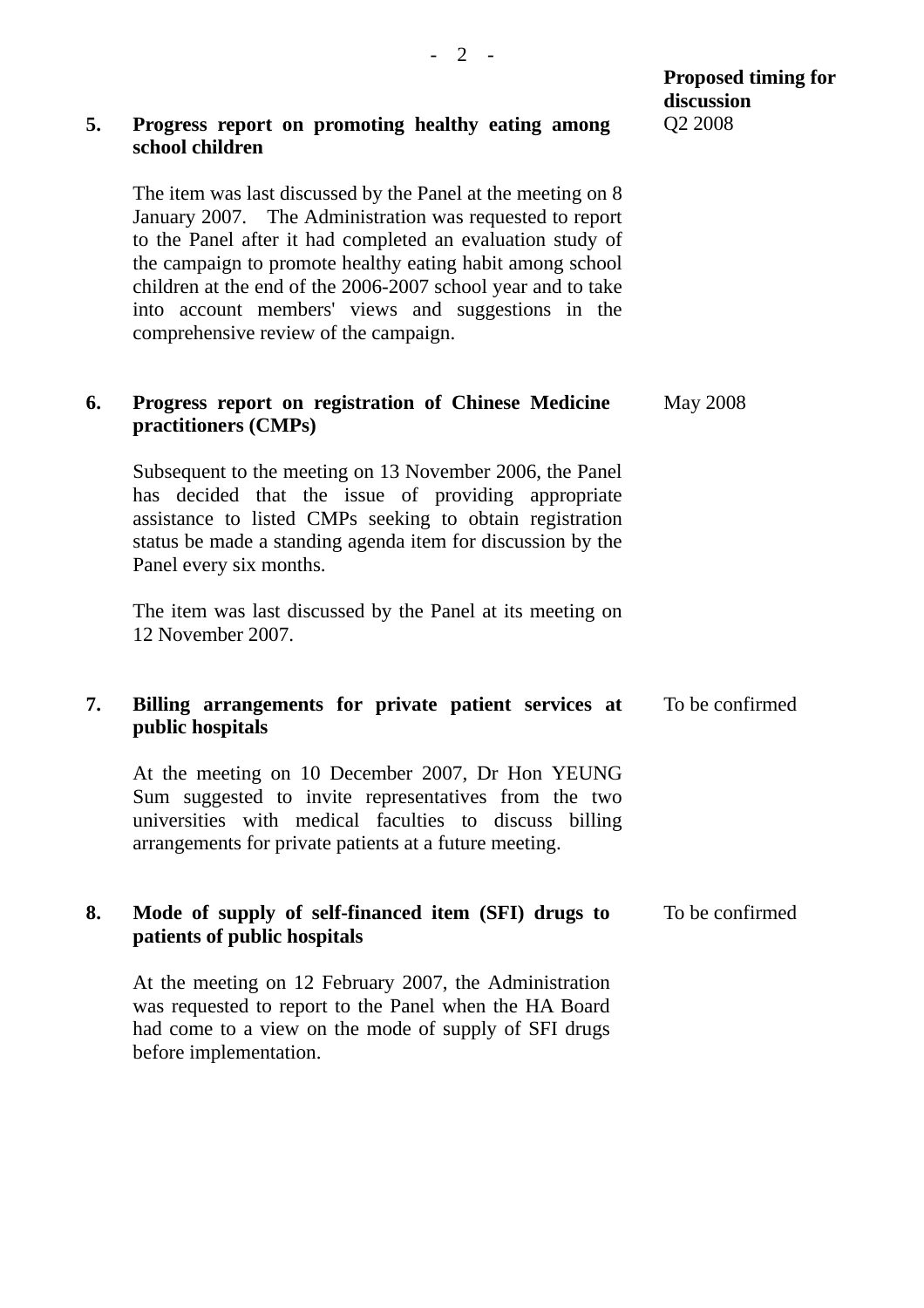| | | Proposed timing for discussion |
|---|---|---|
| **5.** | **Progress report on promoting healthy eating among school children**<br><br>The item was last discussed by the Panel at the meeting on 8 January 2007. The Administration was requested to report to the Panel after it had completed an evaluation study of the campaign to promote healthy eating habit among school children at the end of the 2006-2007 school year and to take into account members' views and suggestions in the comprehensive review of the campaign. | Q2 2008 |
| **6.** | **Progress report on registration of Chinese Medicine practitioners (CMPs)**<br><br>Subsequent to the meeting on 13 November 2006, the Panel has decided that the issue of providing appropriate assistance to listed CMPs seeking to obtain registration status be made a standing agenda item for discussion by the Panel every six months.<br><br>The item was last discussed by the Panel at its meeting on 12 November 2007. | May 2008 |
| **7.** | **Billing arrangements for private patient services at public hospitals**<br><br>At the meeting on 10 December 2007, Dr Hon YEUNG Sum suggested to invite representatives from the two universities with medical faculties to discuss billing arrangements for private patients at a future meeting. | To be confirmed |
| **8.** | **Mode of supply of self-financed item (SFI) drugs to patients of public hospitals**<br><br>At the meeting on 12 February 2007, the Administration was requested to report to the Panel when the HA Board had come to a view on the mode of supply of SFI drugs before implementation. | To be confirmed |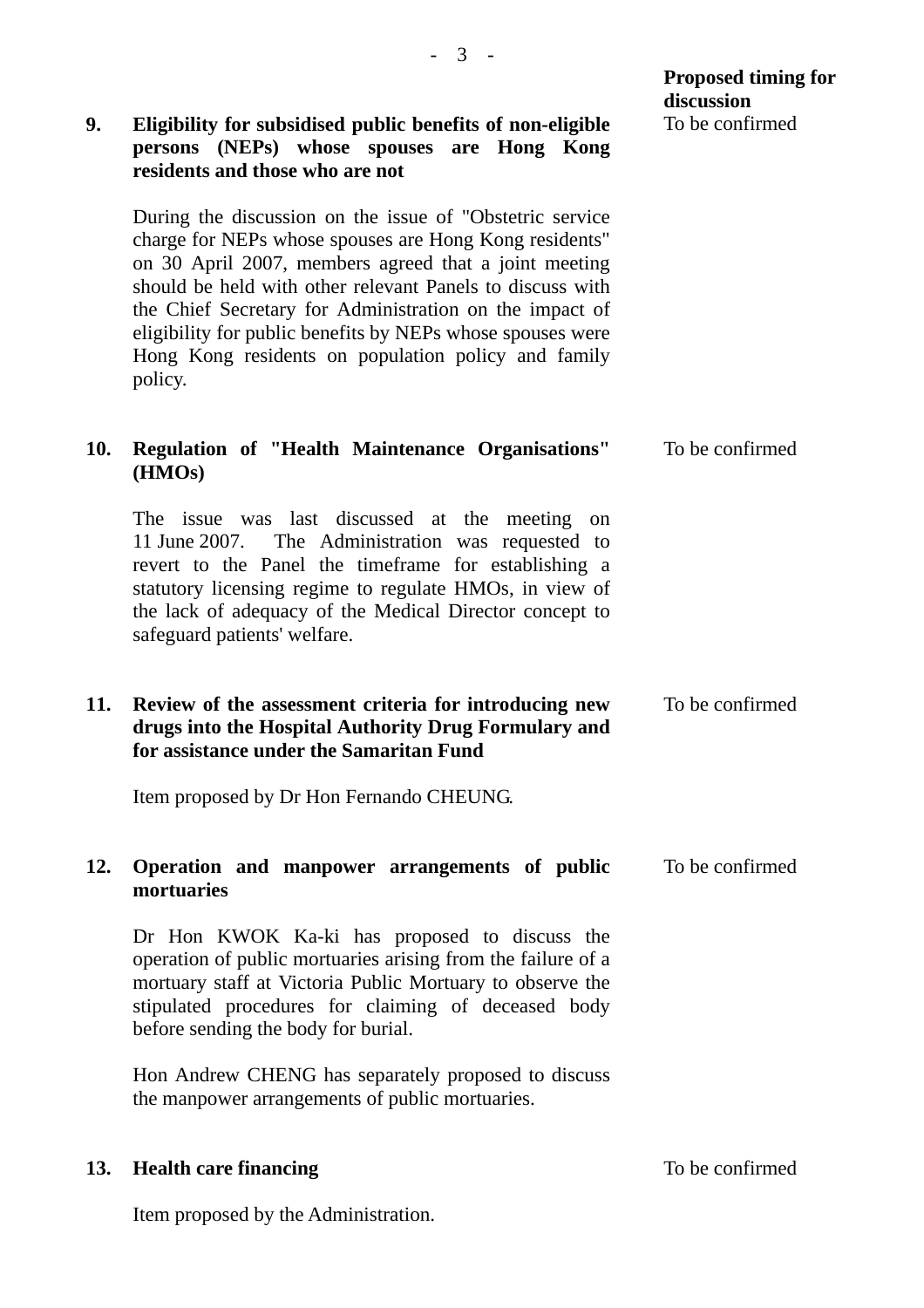| | | Proposed timing for discussion |
|---|---|---|
| **9.** | **Eligibility for subsidised public benefits of non-eligible persons (NEPs) whose spouses are Hong Kong residents and those who are not**<br><br>During the discussion on the issue of "Obstetric service charge for NEPs whose spouses are Hong Kong residents" on 30 April 2007, members agreed that a joint meeting should be held with other relevant Panels to discuss with the Chief Secretary for Administration on the impact of eligibility for public benefits by NEPs whose spouses were Hong Kong residents on population policy and family policy. | To be confirmed |
| **10.** | **Regulation of "Health Maintenance Organisations" (HMOs)**<br><br>The issue was last discussed at the meeting on 11 June 2007. The Administration was requested to revert to the Panel the timeframe for establishing a statutory licensing regime to regulate HMOs, in view of the lack of adequacy of the Medical Director concept to safeguard patients' welfare. | To be confirmed |
| **11.** | **Review of the assessment criteria for introducing new drugs into the Hospital Authority Drug Formulary and for assistance under the Samaritan Fund**<br><br>Item proposed by Dr Hon Fernando CHEUNG. | To be confirmed |
| **12.** | **Operation and manpower arrangements of public mortuaries**<br><br>Dr Hon KWOK Ka-ki has proposed to discuss the operation of public mortuaries arising from the failure of a mortuary staff at Victoria Public Mortuary to observe the stipulated procedures for claiming of deceased body before sending the body for burial.<br><br>Hon Andrew CHENG has separately proposed to discuss the manpower arrangements of public mortuaries. | To be confirmed |
| **13.** | **Health care financing**<br><br>Item proposed by the Administration. | To be confirmed |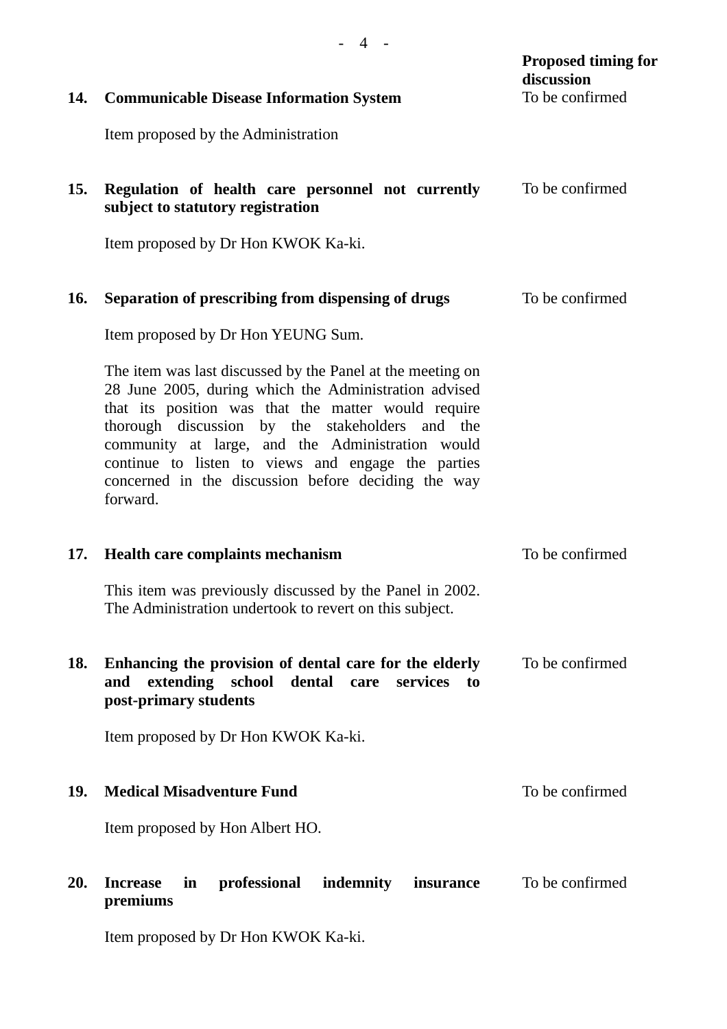| | | Proposed timing for discussion |
|---|---|---|
| **14.** | **Communicable Disease Information System**<br><br>Item proposed by the Administration | To be confirmed |
| **15.** | **Regulation of health care personnel not currently subject to statutory registration**<br><br>Item proposed by Dr Hon KWOK Ka-ki. | To be confirmed |
| **16.** | **Separation of prescribing from dispensing of drugs**<br><br>Item proposed by Dr Hon YEUNG Sum.<br><br>The item was last discussed by the Panel at the meeting on 28 June 2005, during which the Administration advised that its position was that the matter would require thorough discussion by the stakeholders and the community at large, and the Administration would continue to listen to views and engage the parties concerned in the discussion before deciding the way forward. | To be confirmed |
| **17.** | **Health care complaints mechanism**<br><br>This item was previously discussed by the Panel in 2002. The Administration undertook to revert on this subject. | To be confirmed |
| **18.** | **Enhancing the provision of dental care for the elderly and extending school dental care services to post-primary students**<br><br>Item proposed by Dr Hon KWOK Ka-ki. | To be confirmed |
| **19.** | **Medical Misadventure Fund**<br><br>Item proposed by Hon Albert HO. | To be confirmed |
| **20.** | **Increase in professional indemnity insurance premiums**<br><br>Item proposed by Dr Hon KWOK Ka-ki. | To be confirmed |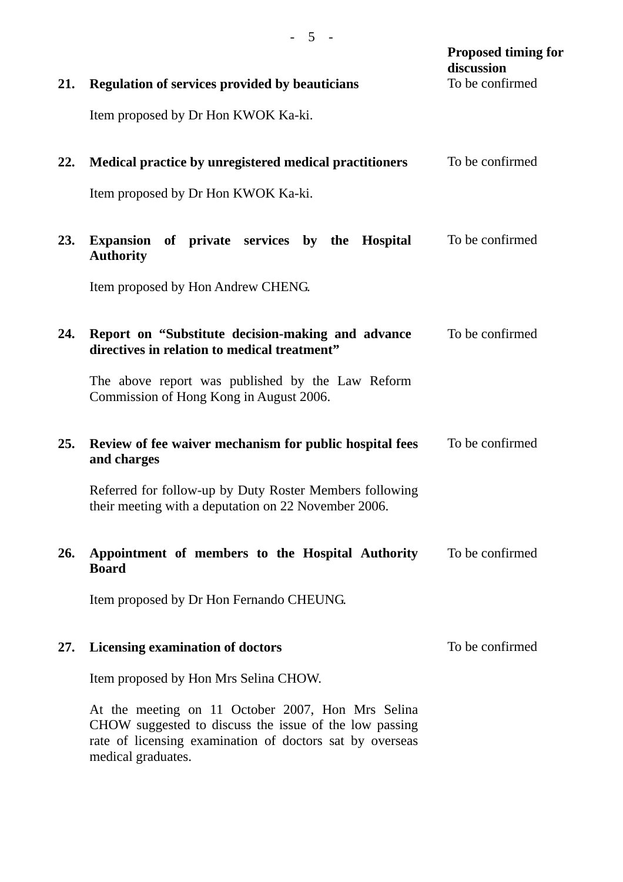| | | Proposed timing for discussion |
|---|---|---|
| **21.** | **Regulation of services provided by beauticians**<br><br>Item proposed by Dr Hon KWOK Ka-ki. | To be confirmed |
| **22.** | **Medical practice by unregistered medical practitioners**<br><br>Item proposed by Dr Hon KWOK Ka-ki. | To be confirmed |
| **23.** | **Expansion of private services by the Hospital Authority**<br><br>Item proposed by Hon Andrew CHENG. | To be confirmed |
| **24.** | **Report on "Substitute decision-making and advance directives in relation to medical treatment"**<br><br>The above report was published by the Law Reform Commission of Hong Kong in August 2006. | To be confirmed |
| **25.** | **Review of fee waiver mechanism for public hospital fees and charges**<br><br>Referred for follow-up by Duty Roster Members following their meeting with a deputation on 22 November 2006. | To be confirmed |
| **26.** | **Appointment of members to the Hospital Authority Board**<br><br>Item proposed by Dr Hon Fernando CHEUNG. | To be confirmed |
| **27.** | **Licensing examination of doctors**<br><br>Item proposed by Hon Mrs Selina CHOW.<br><br>At the meeting on 11 October 2007, Hon Mrs Selina CHOW suggested to discuss the issue of the low passing rate of licensing examination of doctors sat by overseas medical graduates. | To be confirmed |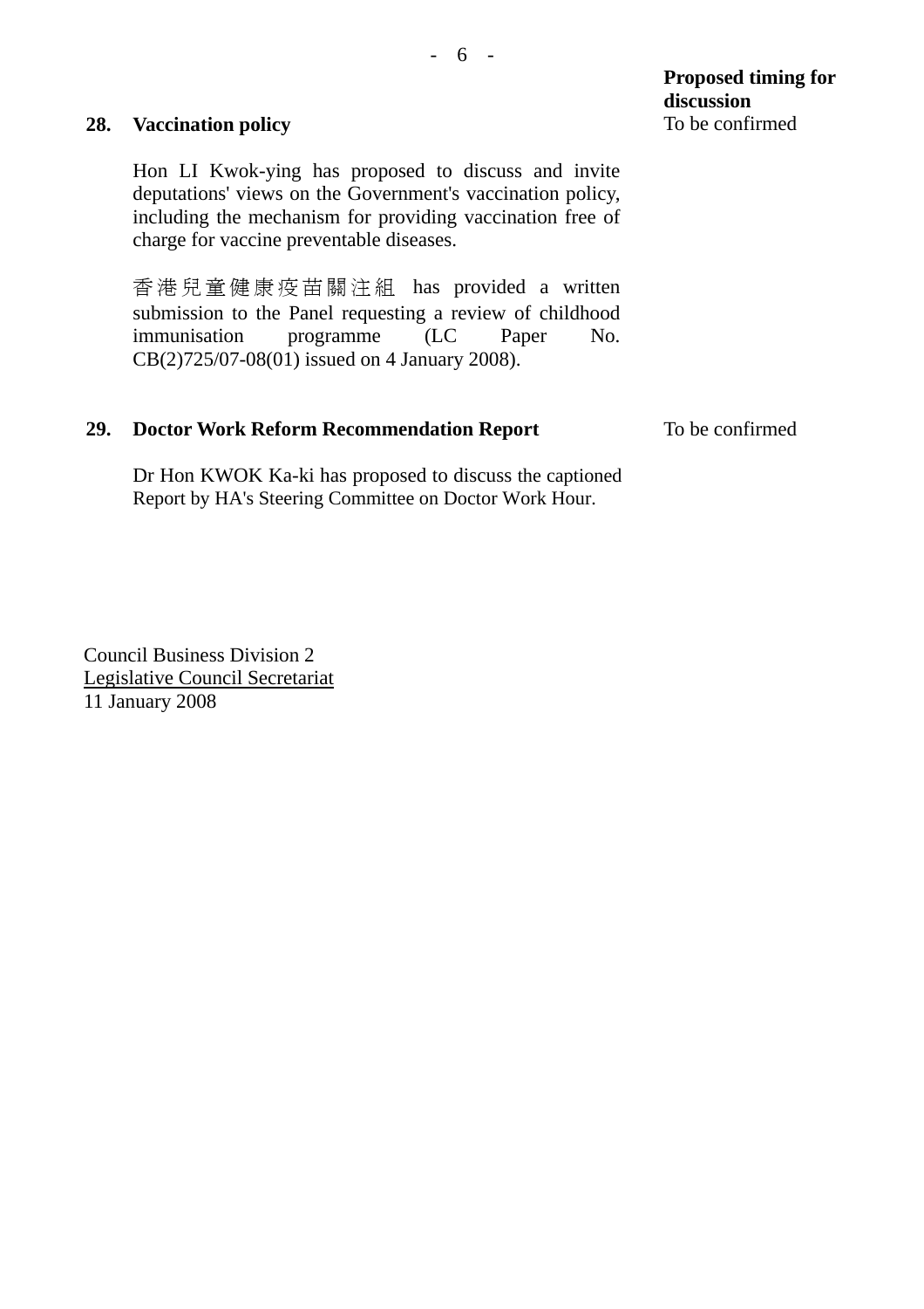**Proposed timing for discussion**

**28. Vaccination policy** — To be confirmed

Hon LI Kwok-ying has proposed to discuss and invite deputations' views on the Government's vaccination policy, including the mechanism for providing vaccination free of charge for vaccine preventable diseases.

香港兒童健康疫苗關注組 has provided a written submission to the Panel requesting a review of childhood immunisation programme (LC Paper No. CB(2)725/07-08(01) issued on 4 January 2008).

**29. Doctor Work Reform Recommendation Report** — To be confirmed

Dr Hon KWOK Ka-ki has proposed to discuss the captioned Report by HA's Steering Committee on Doctor Work Hour.

Council Business Division 2
Legislative Council Secretariat
11 January 2008